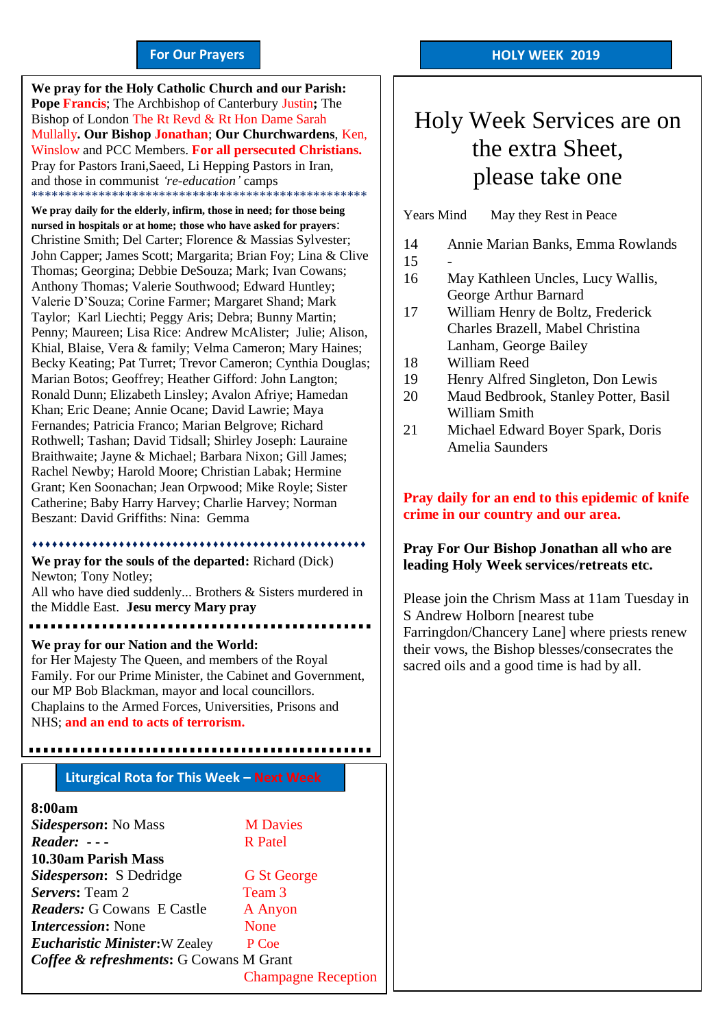## For Our Prayers

**We pray for the Holy Catholic Church and our Parish:** **Pope** **Francis**; The Archbishop of Canterbury Justin**;** The Bishop of London The Rt Revd & Rt Hon Dame Sarah Mullally**. Our Bishop** **Jonathan**; **Our Churchwardens**, Ken, Winslow and PCC Members. **For all persecuted Christians.** Pray for Pastors Irani,Saeed, Li Hepping Pastors in Iran, and those in communist *'re-education'* camps

**************************************************

**We pray daily for the elderly, infirm, those in need; for those being nursed in hospitals or at home; those who have asked for prayers**: Christine Smith; Del Carter; Florence & Massias Sylvester; John Capper; James Scott; Margarita; Brian Foy; Lina & Clive Thomas; Georgina; Debbie DeSouza; Mark; Ivan Cowans; Anthony Thomas; Valerie Southwood; Edward Huntley; Valerie D'Souza; Corine Farmer; Margaret Shand; Mark Taylor; Karl Liechti; Peggy Aris; Debra; Bunny Martin; Penny; Maureen; Lisa Rice: Andrew McAlister; Julie; Alison, Khial, Blaise, Vera & family; Velma Cameron; Mary Haines; Becky Keating; Pat Turret; Trevor Cameron; Cynthia Douglas; Marian Botos; Geoffrey; Heather Gifford: John Langton; Ronald Dunn; Elizabeth Linsley; Avalon Afriye; Hamedan Khan; Eric Deane; Annie Ocane; David Lawrie; Maya Fernandes; Patricia Franco; Marian Belgrove; Richard Rothwell; Tashan; David Tidsall; Shirley Joseph: Lauraine Braithwaite; Jayne & Michael; Barbara Nixon; Gill James; Rachel Newby; Harold Moore; Christian Labak; Hermine Grant; Ken Soonachan; Jean Orpwood; Mike Royle; Sister Catherine; Baby Harry Harvey; Charlie Harvey; Norman Beszant: David Griffiths: Nina: Gemma

**We pray for the souls of the departed:** Richard (Dick) Newton; Tony Notley;
All who have died suddenly... Brothers & Sisters murdered in the Middle East. **Jesu mercy Mary pray**

**We pray for our Nation and the World:**
for Her Majesty The Queen, and members of the Royal Family. For our Prime Minister, the Cabinet and Government, our MP Bob Blackman, mayor and local councillors. Chaplains to the Armed Forces, Universities, Prisons and NHS; **and an end to acts of terrorism.**

## Liturgical Rota for This Week – Next Week

| | This Week | Next Week |
|---|---|---|
| **8:00am** | | |
| ***Sidesperson*:** | No Mass | M Davies |
| ***Reader:*** | - - - | R Patel |
| **10.30am Parish Mass** | | |
| ***Sidesperson*:** | S Dedridge | G St George |
| ***Servers*:** | Team 2 | Team 3 |
| ***Readers:*** | G Cowans E Castle | A Anyon |
| ***Intercession*:** | None | None |
| ***Eucharistic Minister*:** | W Zealey | P Coe |
| ***Coffee & refreshments*:** | G Cowans M Grant | Champagne Reception |

## HOLY WEEK 2019

# Holy Week Services are on the extra Sheet, please take one

Years Mind May they Rest in Peace

| | |
|---|---|
| 14 | Annie Marian Banks, Emma Rowlands |
| 15 | - |
| 16 | May Kathleen Uncles, Lucy Wallis, George Arthur Barnard |
| 17 | William Henry de Boltz, Frederick Charles Brazell, Mabel Christina Lanham, George Bailey |
| 18 | William Reed |
| 19 | Henry Alfred Singleton, Don Lewis |
| 20 | Maud Bedbrook, Stanley Potter, Basil William Smith |
| 21 | Michael Edward Boyer Spark, Doris Amelia Saunders |

**Pray daily for an end to this epidemic of knife crime in our country and our area.**

**Pray For Our Bishop Jonathan all who are leading Holy Week services/retreats etc.**

Please join the Chrism Mass at 11am Tuesday in S Andrew Holborn [nearest tube Farringdon/Chancery Lane] where priests renew their vows, the Bishop blesses/consecrates the sacred oils and a good time is had by all.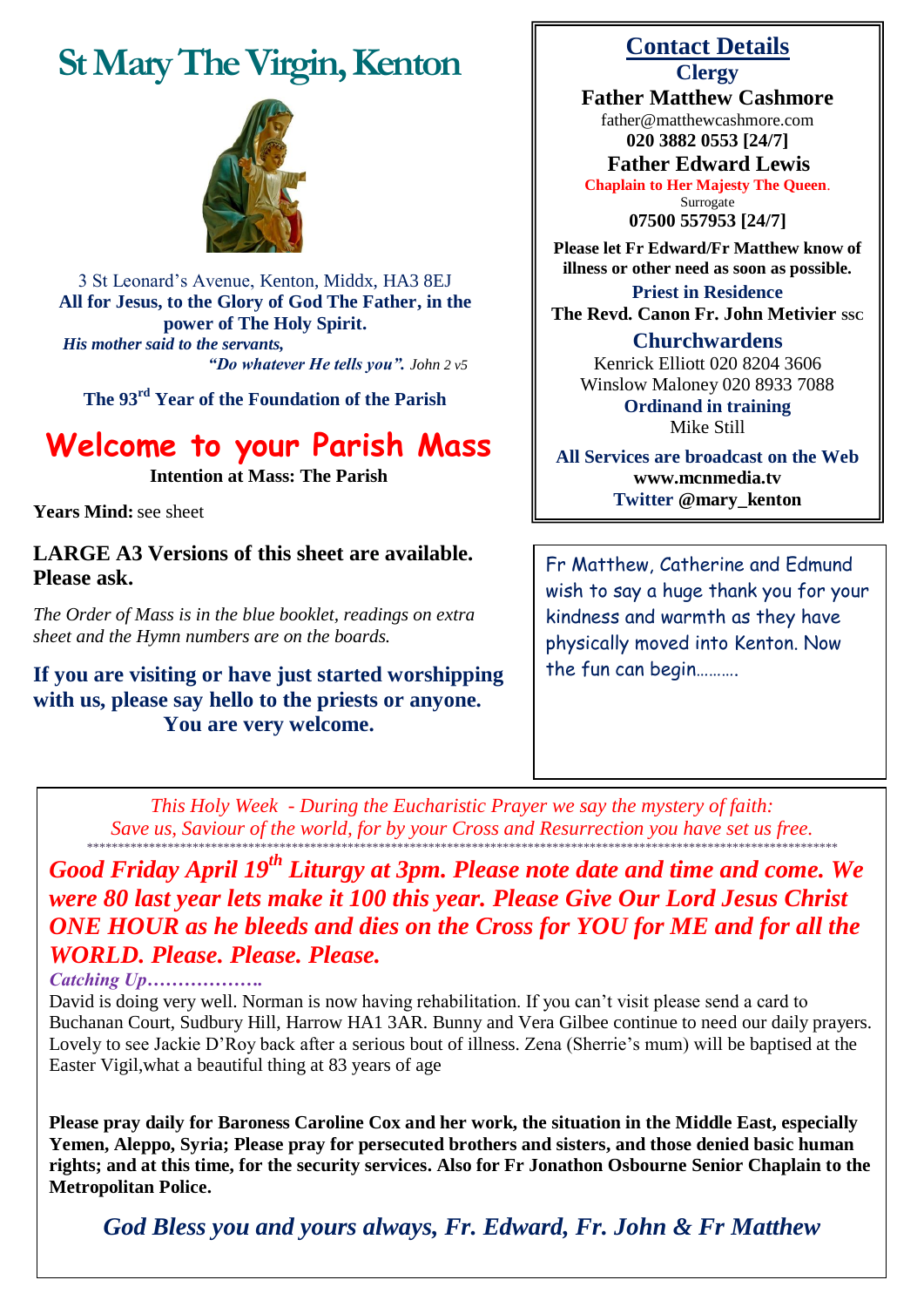# St Mary The Virgin, Kenton

3 St Leonard's Avenue, Kenton, Middx, HA3 8EJ

**All for Jesus, to the Glory of God The Father, in the power of The Holy Spirit.**

***His mother said to the servants, "Do whatever He tells you".*** *John 2 v5*

**The 93rd Year of the Foundation of the Parish**

## Welcome to your Parish Mass

**Intention at Mass: The Parish**

**Years Mind:** see sheet

**LARGE A3 Versions of this sheet are available. Please ask.**

*The Order of Mass is in the blue booklet, readings on extra sheet and the Hymn numbers are on the boards.*

**If you are visiting or have just started worshipping with us, please say hello to the priests or anyone. You are very welcome.**

## Contact Details

**Clergy**

**Father Matthew Cashmore**
father@matthewcashmore.com
**020 3882 0553 [24/7]**

**Father Edward Lewis**
**Chaplain to Her Majesty The Queen**.
Surrogate
**07500 557953 [24/7]**

**Please let Fr Edward/Fr Matthew know of illness or other need as soon as possible.**

**Priest in Residence**
**The Revd. Canon Fr. John Metivier** SSC

**Churchwardens**
Kenrick Elliott 020 8204 3606
Winslow Maloney 020 8933 7088

**Ordinand in training**
Mike Still

**All Services are broadcast on the Web**
**www.mcnmedia.tv**
**Twitter @mary_kenton**

Fr Matthew, Catherine and Edmund wish to say a huge thank you for your kindness and warmth as they have physically moved into Kenton. Now the fun can begin……….

*This Holy Week - During the Eucharistic Prayer we say the mystery of faith: Save us, Saviour of the world, for by your Cross and Resurrection you have set us free.*

*****************************************************************************************************************

***Good Friday April 19th Liturgy at 3pm. Please note date and time and come. We were 80 last year lets make it 100 this year. Please Give Our Lord Jesus Christ ONE HOUR as he bleeds and dies on the Cross for YOU for ME and for all the WORLD. Please. Please. Please.***

***Catching Up……………….***

David is doing very well. Norman is now having rehabilitation. If you can't visit please send a card to Buchanan Court, Sudbury Hill, Harrow HA1 3AR. Bunny and Vera Gilbee continue to need our daily prayers. Lovely to see Jackie D'Roy back after a serious bout of illness. Zena (Sherrie's mum) will be baptised at the Easter Vigil,what a beautiful thing at 83 years of age

**Please pray daily for Baroness Caroline Cox and her work, the situation in the Middle East, especially Yemen, Aleppo, Syria; Please pray for persecuted brothers and sisters, and those denied basic human rights; and at this time, for the security services. Also for Fr Jonathon Osbourne Senior Chaplain to the Metropolitan Police.**

***God Bless you and yours always, Fr. Edward, Fr. John & Fr Matthew***